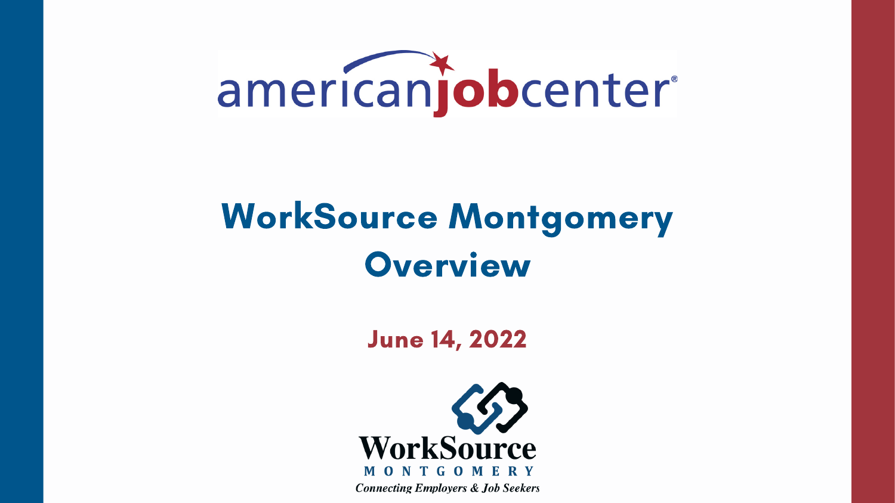americanjobcenter®

# WorkSource Montgomery Overview

**June 14, 2022**

WorkSource MONTGOMERY

*Connecting Employers & Job Seekers*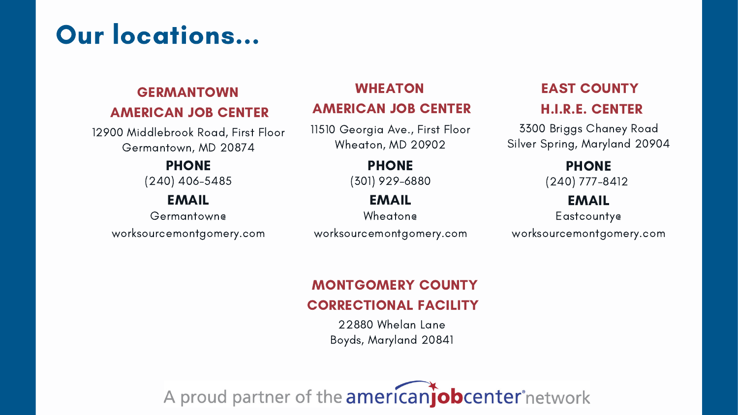# Our locations...

## GERMANTOWN AMERICAN JOB CENTER

12900 Middlebrook Road, First Floor
Germantown, MD 20874

**PHONE**
(240) 406-5485

**EMAIL**
Germantown@worksourcemontgomery.com

## WHEATON AMERICAN JOB CENTER

11510 Georgia Ave., First Floor
Wheaton, MD 20902

**PHONE**
(301) 929-6880

**EMAIL**
Wheaton@worksourcemontgomery.com

## EAST COUNTY H.I.R.E. CENTER

3300 Briggs Chaney Road
Silver Spring, Maryland 20904

**PHONE**
(240) 777-8412

**EMAIL**
Eastcounty@worksourcemontgomery.com

## MONTGOMERY COUNTY CORRECTIONAL FACILITY

22880 Whelan Lane
Boyds, Maryland 20841

A proud partner of the americanjobcenter network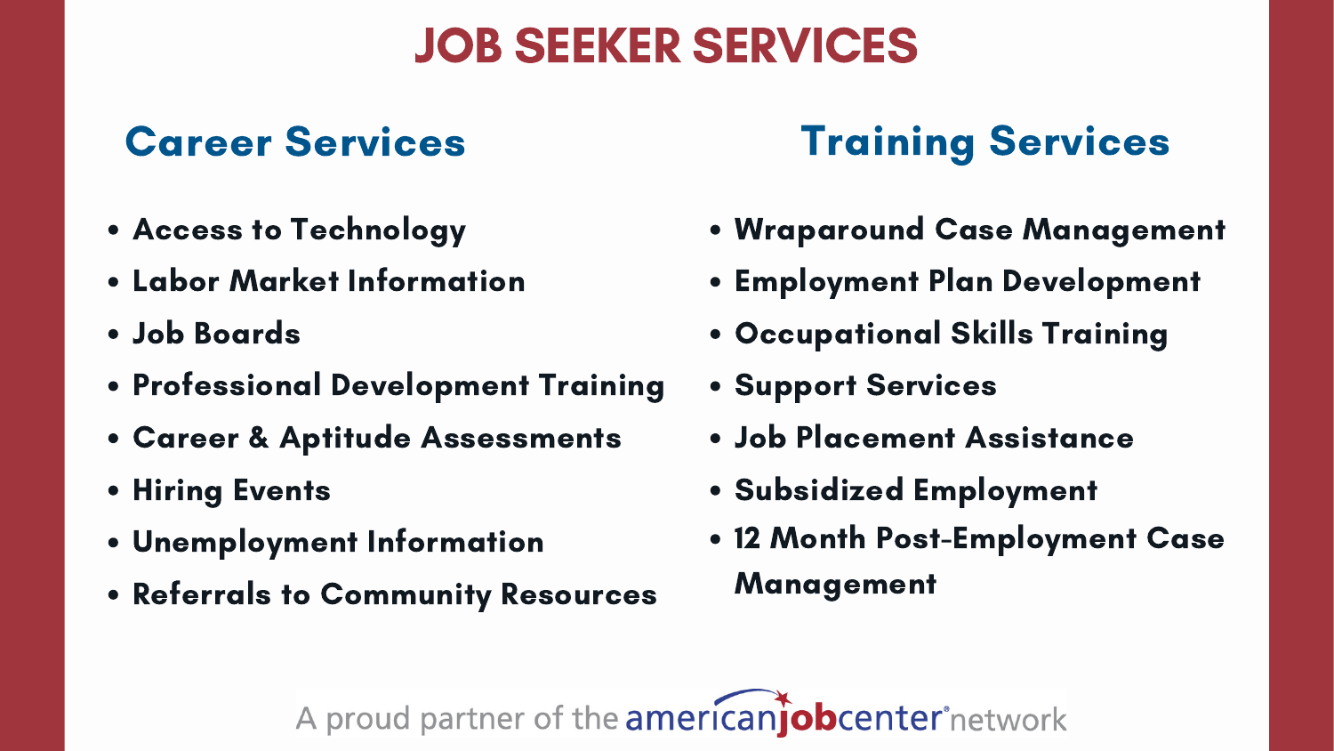# JOB SEEKER SERVICES

## Career Services

- Access to Technology
- Labor Market Information
- Job Boards
- Professional Development Training
- Career & Aptitude Assessments
- Hiring Events
- Unemployment Information
- Referrals to Community Resources

## Training Services

- Wraparound Case Management
- Employment Plan Development
- Occupational Skills Training
- Support Services
- Job Placement Assistance
- Subsidized Employment
- 12 Month Post-Employment Case Management

A proud partner of the americanjobcenter network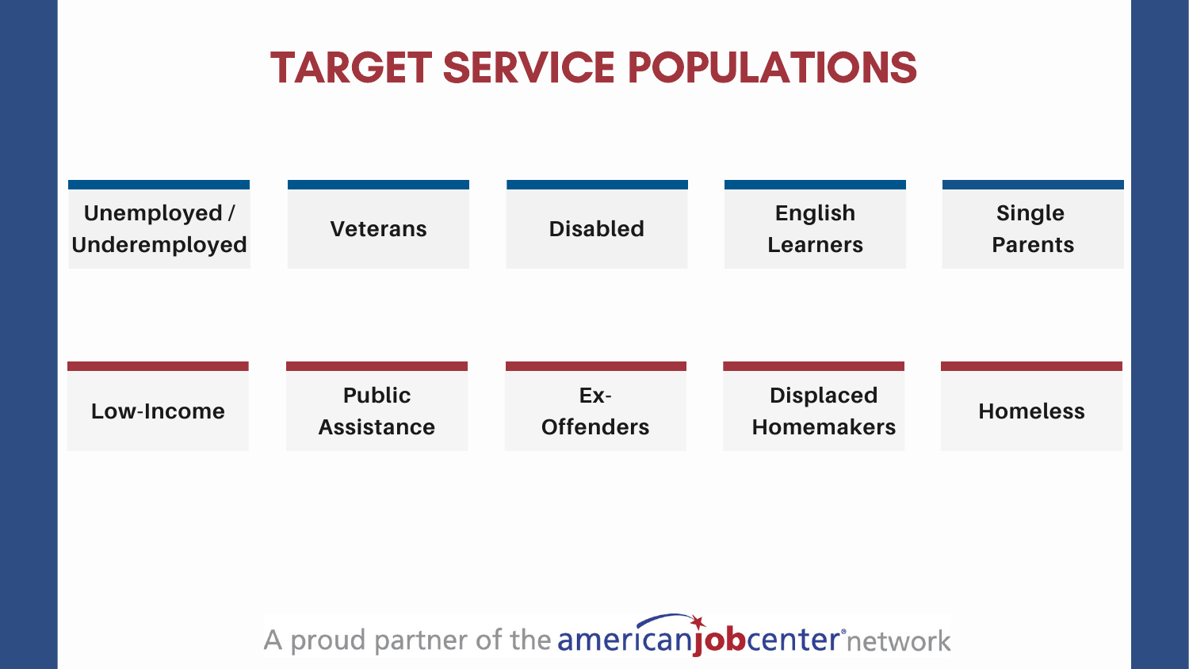# TARGET SERVICE POPULATIONS

- Unemployed / Underemployed
- Veterans
- Disabled
- English Learners
- Single Parents
- Low-Income
- Public Assistance
- Ex-Offenders
- Displaced Homemakers
- Homeless

A proud partner of the americanjobcenter network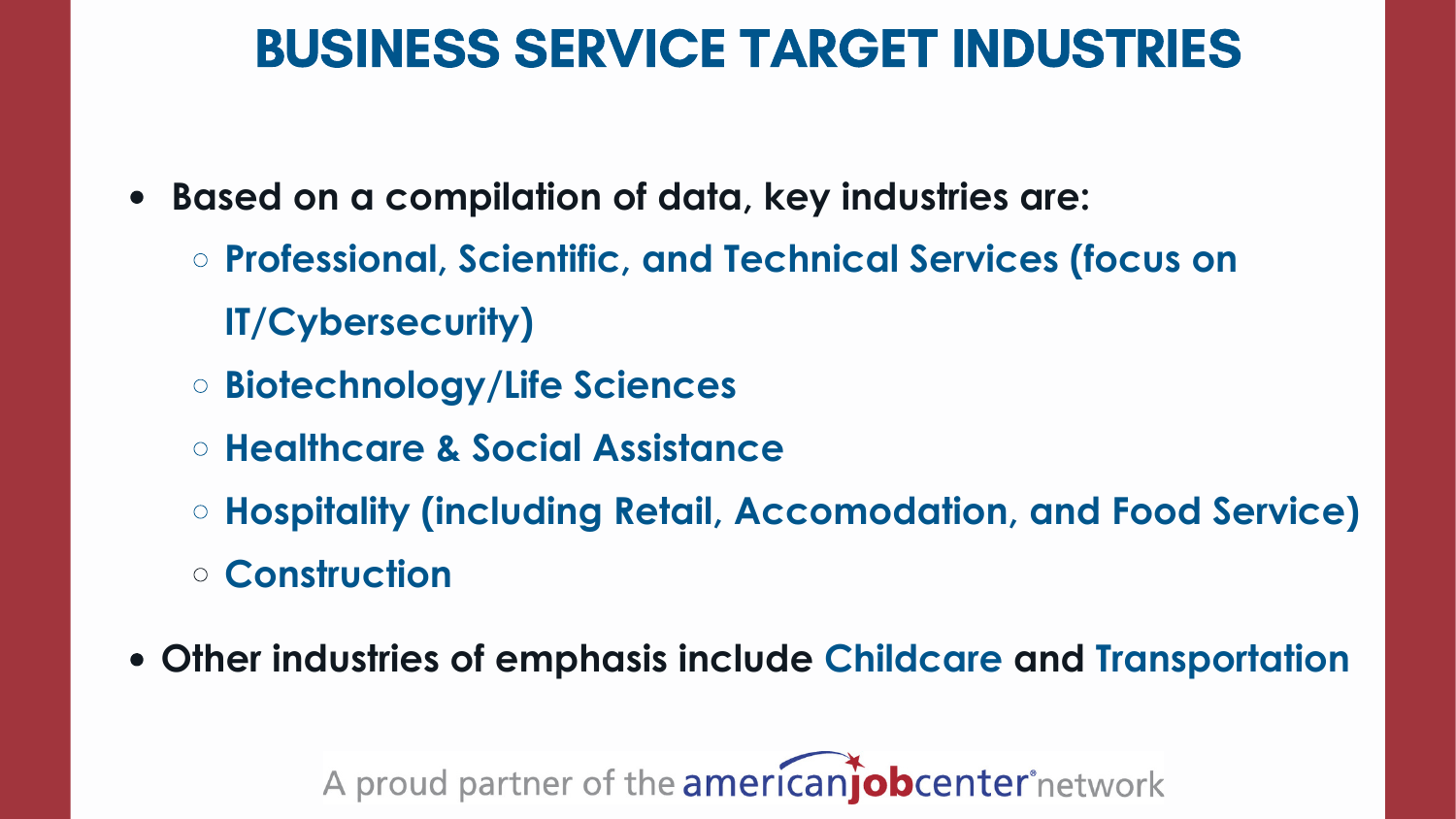# BUSINESS SERVICE TARGET INDUSTRIES

- **Based on a compilation of data, key industries are:**
  - **Professional, Scientific, and Technical Services (focus on IT/Cybersecurity)**
  - **Biotechnology/Life Sciences**
  - **Healthcare & Social Assistance**
  - **Hospitality (including Retail, Accomodation, and Food Service)**
  - **Construction**
- **Other industries of emphasis include Childcare and Transportation**

A proud partner of the americanjobcenter network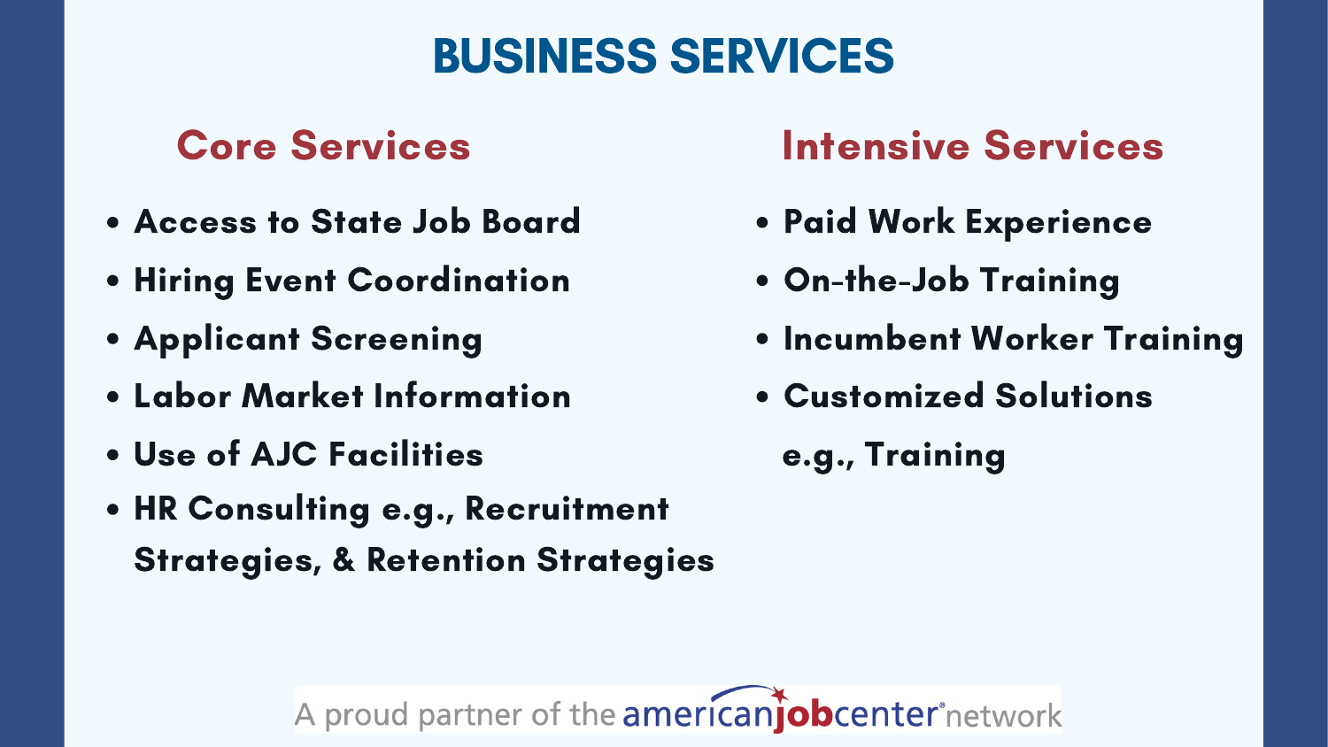# BUSINESS SERVICES

## Core Services

- Access to State Job Board
- Hiring Event Coordination
- Applicant Screening
- Labor Market Information
- Use of AJC Facilities
- HR Consulting e.g., Recruitment Strategies, & Retention Strategies

## Intensive Services

- Paid Work Experience
- On-the-Job Training
- Incumbent Worker Training
- Customized Solutions e.g., Training

A proud partner of the americanjobcenter network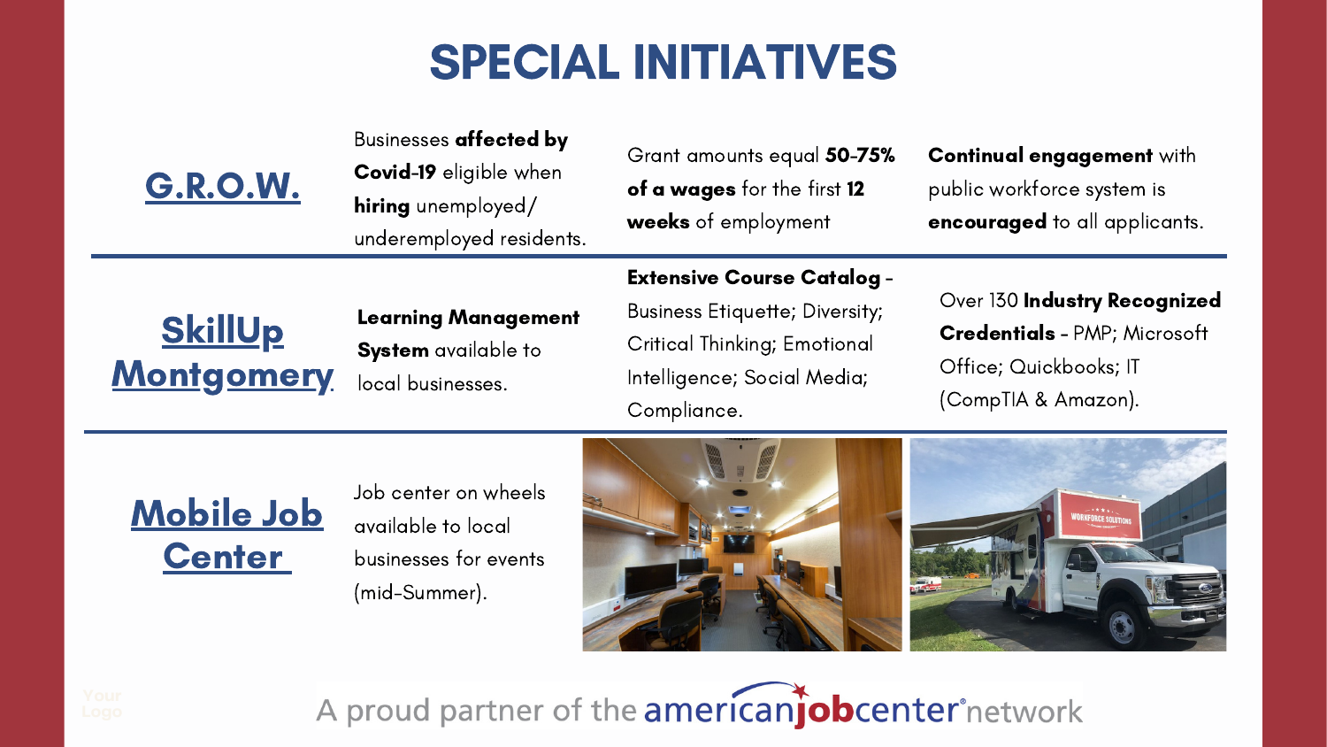# SPECIAL INITIATIVES

## G.R.O.W.

Businesses **affected by Covid-19** eligible when **hiring** unemployed/ underemployed residents.

Grant amounts equal **50-75% of a wages** for the first **12 weeks** of employment

**Continual engagement** with public workforce system is **encouraged** to all applicants.

## SkillUp Montgomery

**Learning Management System** available to local businesses.

**Extensive Course Catalog** - Business Etiquette; Diversity; Critical Thinking; Emotional Intelligence; Social Media; Compliance.

Over 130 **Industry Recognized Credentials** - PMP; Microsoft Office; Quickbooks; IT (CompTIA & Amazon).

## Mobile Job Center

Job center on wheels available to local businesses for events (mid-Summer).

A proud partner of the americanjobcenter network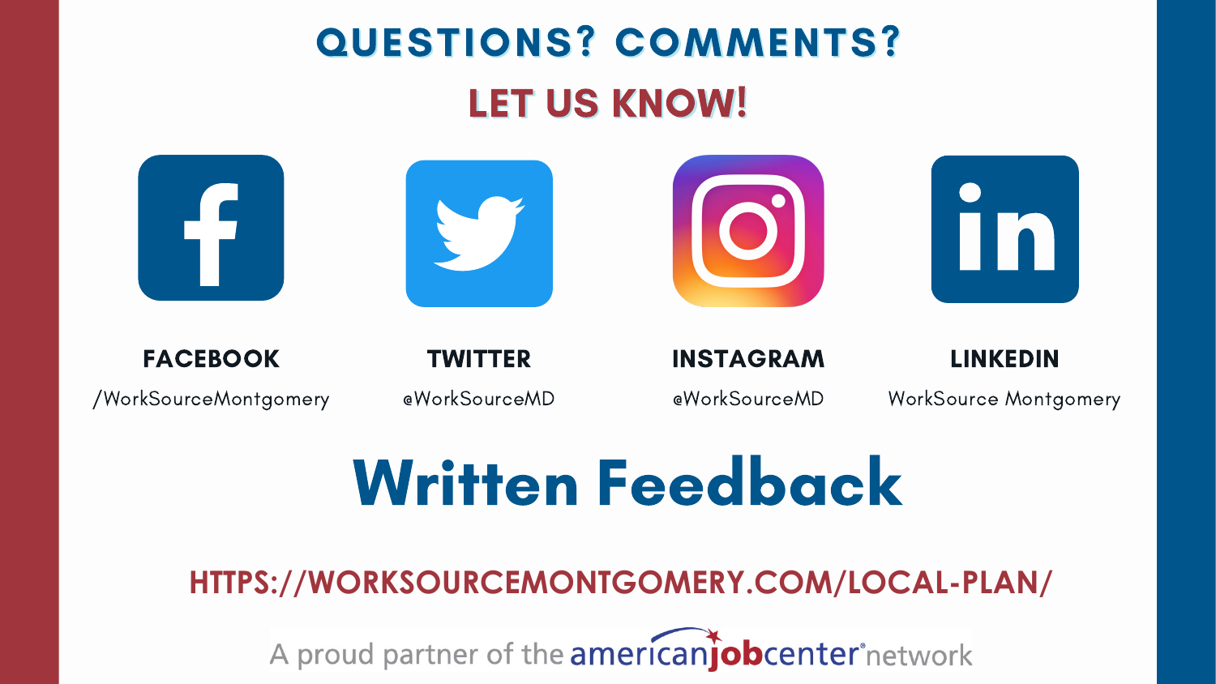# QUESTIONS? COMMENTS?

## LET US KNOW!

**FACEBOOK**
/WorkSourceMontgomery

**TWITTER**
@WorkSourceMD

**INSTAGRAM**
@WorkSourceMD

**LINKEDIN**
WorkSource Montgomery

# Written Feedback

**HTTPS://WORKSOURCEMONTGOMERY.COM/LOCAL-PLAN/**

A proud partner of the americanjobcenter network